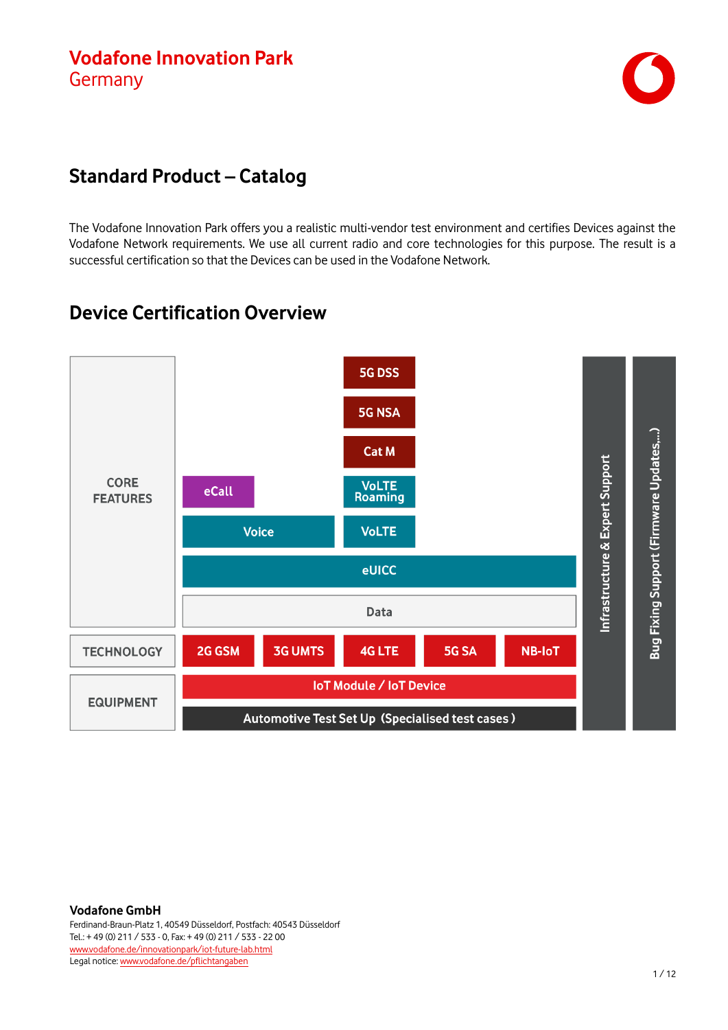# Vodafone Innovation Park
Germany

## Standard Product – Catalog

The Vodafone Innovation Park offers you a realistic multi-vendor test environment and certifies Devices against the Vodafone Network requirements. We use all current radio and core technologies for this purpose. The result is a successful certification so that the Devices can be used in the Vodafone Network.

## Device Certification Overview

CORE FEATURES

- 5G DSS
- 5G NSA
- Cat M
- eCall
- VoLTE Roaming
- Voice
- VoLTE
- eUICC
- Data

TECHNOLOGY

- 2G GSM
- 3G UMTS
- 4G LTE
- 5G SA
- NB-IoT

EQUIPMENT

- IoT Module / IoT Device
- Automotive Test Set Up (Specialised test cases )

Infrastructure & Expert Support

Bug Fixing Support (Firmware Updates,...)

**Vodafone GmbH**
Ferdinand-Braun-Platz 1, 40549 Düsseldorf, Postfach: 40543 Düsseldorf
Tel.: + 49 (0) 211 / 533 - 0, Fax: + 49 (0) 211 / 533 - 22 00
www.vodafone.de/innovationpark/iot-future-lab.html
Legal notice: www.vodafone.de/pflichtangaben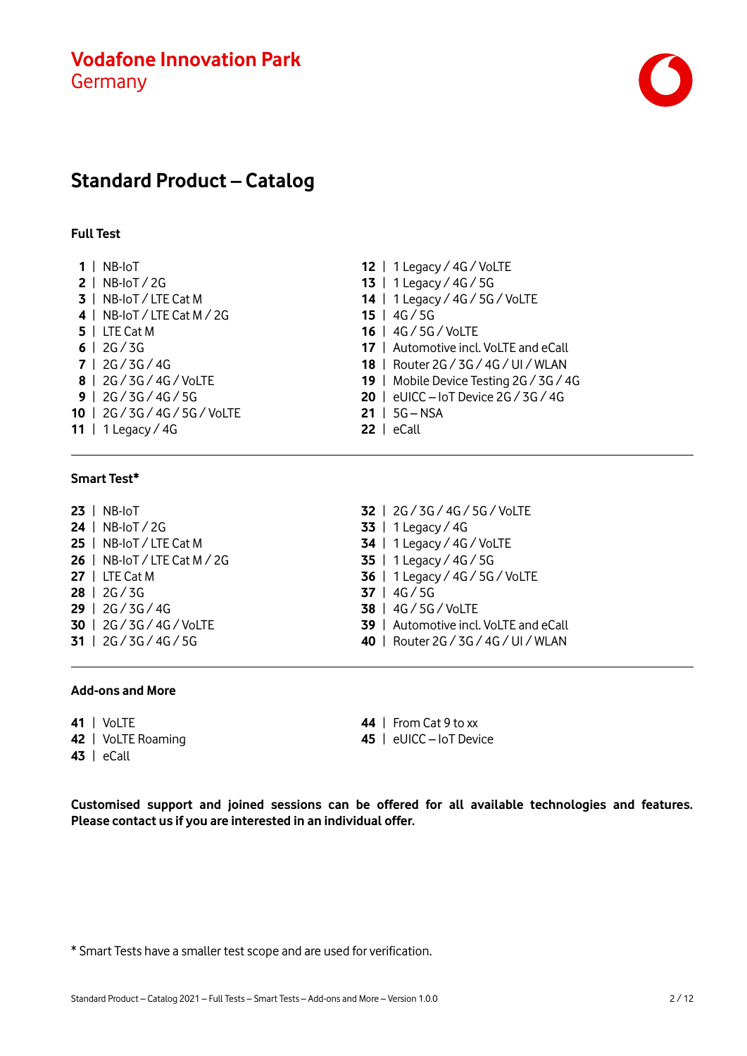**Vodafone Innovation Park**
Germany

# Standard Product – Catalog

### Full Test

**1** | NB-IoT
**2** | NB-IoT / 2G
**3** | NB-IoT / LTE Cat M
**4** | NB-IoT / LTE Cat M / 2G
**5** | LTE Cat M
**6** | 2G / 3G
**7** | 2G / 3G / 4G
**8** | 2G / 3G / 4G / VoLTE
**9** | 2G / 3G / 4G / 5G
**10** | 2G / 3G / 4G / 5G / VoLTE
**11** | 1 Legacy / 4G
**12** | 1 Legacy / 4G / VoLTE
**13** | 1 Legacy / 4G / 5G
**14** | 1 Legacy / 4G / 5G / VoLTE
**15** | 4G / 5G
**16** | 4G / 5G / VoLTE
**17** | Automotive incl. VoLTE and eCall
**18** | Router 2G / 3G / 4G / UI / WLAN
**19** | Mobile Device Testing 2G / 3G / 4G
**20** | eUICC – IoT Device 2G / 3G / 4G
**21** | 5G – NSA
**22** | eCall

### Smart Test*

**23** | NB-IoT
**24** | NB-IoT / 2G
**25** | NB-IoT / LTE Cat M
**26** | NB-IoT / LTE Cat M / 2G
**27** | LTE Cat M
**28** | 2G / 3G
**29** | 2G / 3G / 4G
**30** | 2G / 3G / 4G / VoLTE
**31** | 2G / 3G / 4G / 5G
**32** | 2G / 3G / 4G / 5G / VoLTE
**33** | 1 Legacy / 4G
**34** | 1 Legacy / 4G / VoLTE
**35** | 1 Legacy / 4G / 5G
**36** | 1 Legacy / 4G / 5G / VoLTE
**37** | 4G / 5G
**38** | 4G / 5G / VoLTE
**39** | Automotive incl. VoLTE and eCall
**40** | Router 2G / 3G / 4G / UI / WLAN

### Add-ons and More

**41** | VoLTE
**42** | VoLTE Roaming
**43** | eCall
**44** | From Cat 9 to xx
**45** | eUICC – IoT Device

**Customised support and joined sessions can be offered for all available technologies and features. Please contact us if you are interested in an individual offer.**

* Smart Tests have a smaller test scope and are used for verification.

Standard Product – Catalog 2021 – Full Tests – Smart Tests – Add-ons and More – Version 1.0.0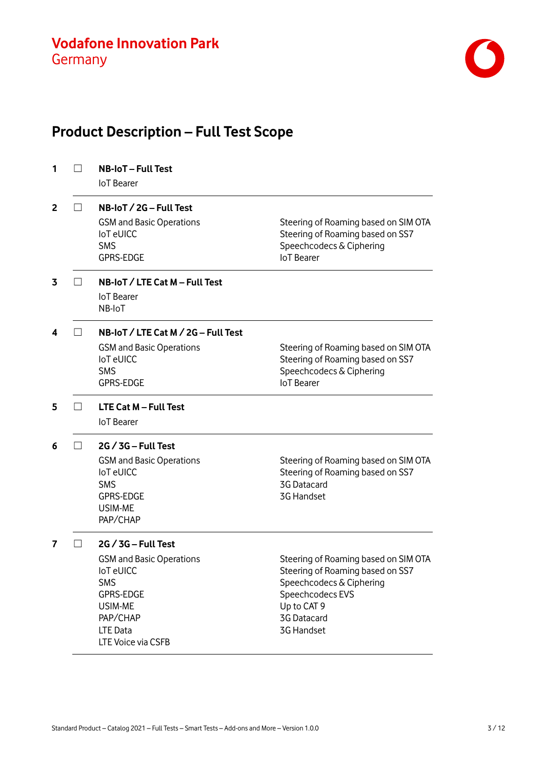# Product Description – Full Test Scope

**1** ☐ **NB-IoT – Full Test**

IoT Bearer

---

**2** ☐ **NB-IoT / 2G – Full Test**

GSM and Basic Operations
IoT eUICC
SMS
GPRS-EDGE
Steering of Roaming based on SIM OTA
Steering of Roaming based on SS7
Speechcodecs & Ciphering
IoT Bearer

---

**3** ☐ **NB-IoT / LTE Cat M – Full Test**

IoT Bearer
NB-IoT

---

**4** ☐ **NB-IoT / LTE Cat M / 2G – Full Test**

GSM and Basic Operations
IoT eUICC
SMS
GPRS-EDGE
Steering of Roaming based on SIM OTA
Steering of Roaming based on SS7
Speechcodecs & Ciphering
IoT Bearer

---

**5** ☐ **LTE Cat M – Full Test**

IoT Bearer

---

**6** ☐ **2G / 3G – Full Test**

GSM and Basic Operations
IoT eUICC
SMS
GPRS-EDGE
USIM-ME
PAP/CHAP
Steering of Roaming based on SIM OTA
Steering of Roaming based on SS7
3G Datacard
3G Handset

---

**7** ☐ **2G / 3G – Full Test**

GSM and Basic Operations
IoT eUICC
SMS
GPRS-EDGE
USIM-ME
PAP/CHAP
LTE Data
LTE Voice via CSFB
Steering of Roaming based on SIM OTA
Steering of Roaming based on SS7
Speechcodecs & Ciphering
Speechcodecs EVS
Up to CAT 9
3G Datacard
3G Handset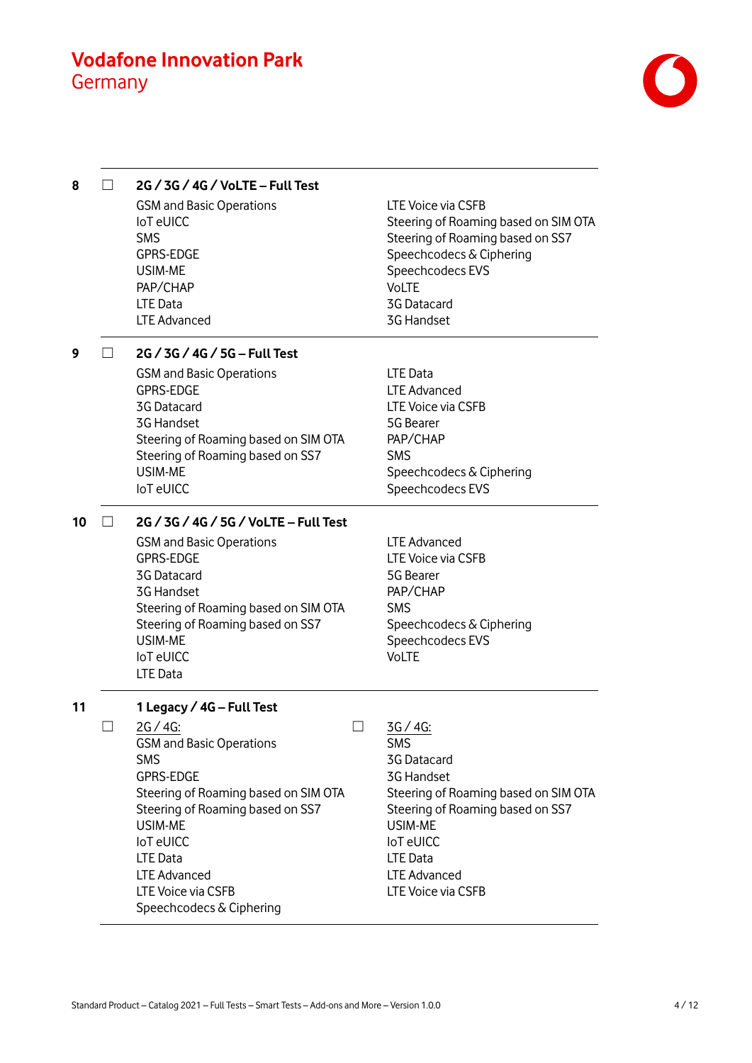**8** ☐ **2G / 3G / 4G / VoLTE – Full Test**

GSM and Basic Operations
IoT eUICC
SMS
GPRS-EDGE
USIM-ME
PAP/CHAP
LTE Data
LTE Advanced
LTE Voice via CSFB
Steering of Roaming based on SIM OTA
Steering of Roaming based on SS7
Speechcodecs & Ciphering
Speechcodecs EVS
VoLTE
3G Datacard
3G Handset

---

**9** ☐ **2G / 3G / 4G / 5G – Full Test**

GSM and Basic Operations
GPRS-EDGE
3G Datacard
3G Handset
Steering of Roaming based on SIM OTA
Steering of Roaming based on SS7
USIM-ME
IoT eUICC
LTE Data
LTE Advanced
LTE Voice via CSFB
5G Bearer
PAP/CHAP
SMS
Speechcodecs & Ciphering
Speechcodecs EVS

---

**10** ☐ **2G / 3G / 4G / 5G / VoLTE – Full Test**

GSM and Basic Operations
GPRS-EDGE
3G Datacard
3G Handset
Steering of Roaming based on SIM OTA
Steering of Roaming based on SS7
USIM-ME
IoT eUICC
LTE Data
LTE Advanced
LTE Voice via CSFB
5G Bearer
PAP/CHAP
SMS
Speechcodecs & Ciphering
Speechcodecs EVS
VoLTE

---

**11** **1 Legacy / 4G – Full Test**

☐ 2G / 4G:
GSM and Basic Operations
SMS
GPRS-EDGE
Steering of Roaming based on SIM OTA
Steering of Roaming based on SS7
USIM-ME
IoT eUICC
LTE Data
LTE Advanced
LTE Voice via CSFB
Speechcodecs & Ciphering

☐ 3G / 4G:
SMS
3G Datacard
3G Handset
Steering of Roaming based on SIM OTA
Steering of Roaming based on SS7
USIM-ME
IoT eUICC
LTE Data
LTE Advanced
LTE Voice via CSFB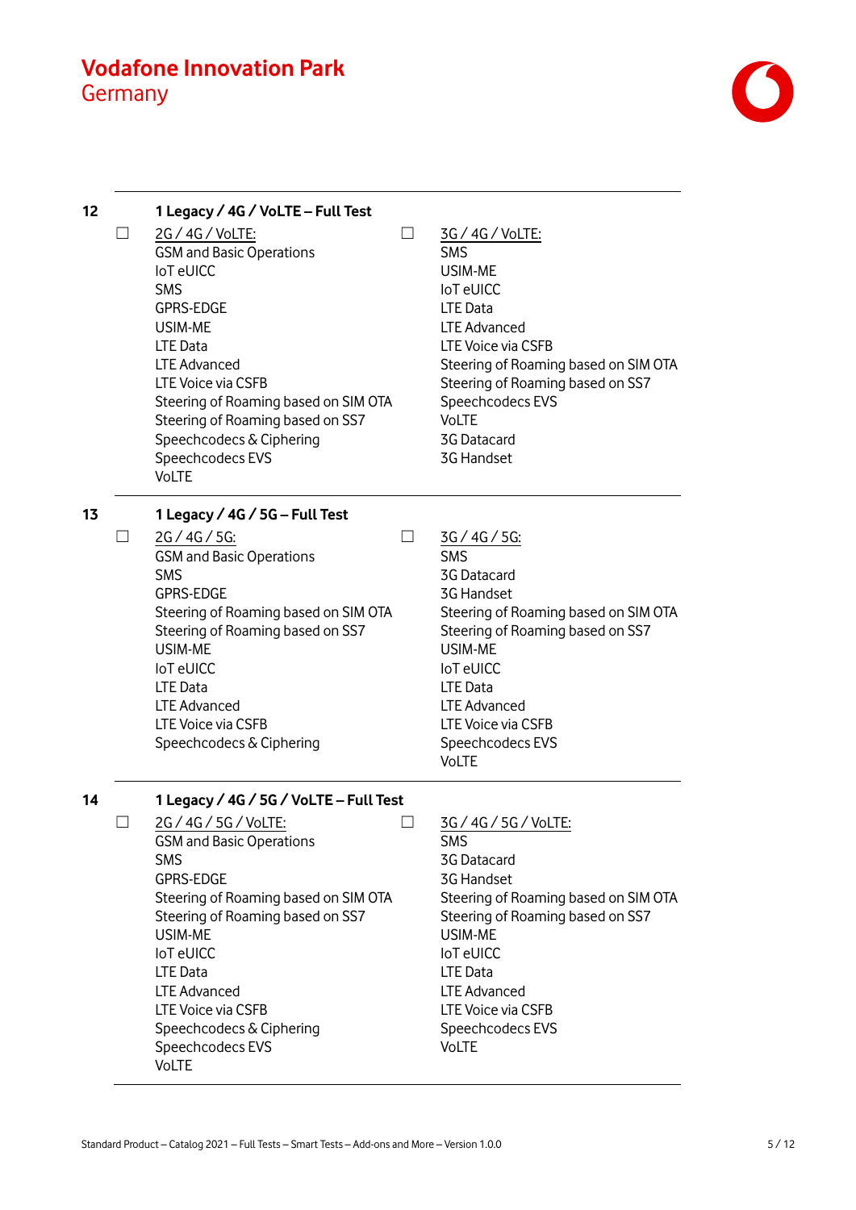**12** **1 Legacy / 4G / VoLTE – Full Test**

☐ 2G / 4G / VoLTE:
GSM and Basic Operations
IoT eUICC
SMS
GPRS-EDGE
USIM-ME
LTE Data
LTE Advanced
LTE Voice via CSFB
Steering of Roaming based on SIM OTA
Steering of Roaming based on SS7
Speechcodecs & Ciphering
Speechcodecs EVS
VoLTE

☐ 3G / 4G / VoLTE:
SMS
USIM-ME
IoT eUICC
LTE Data
LTE Advanced
LTE Voice via CSFB
Steering of Roaming based on SIM OTA
Steering of Roaming based on SS7
Speechcodecs EVS
VoLTE
3G Datacard
3G Handset

**13** **1 Legacy / 4G / 5G – Full Test**

☐ 2G / 4G / 5G:
GSM and Basic Operations
SMS
GPRS-EDGE
Steering of Roaming based on SIM OTA
Steering of Roaming based on SS7
USIM-ME
IoT eUICC
LTE Data
LTE Advanced
LTE Voice via CSFB
Speechcodecs & Ciphering

☐ 3G / 4G / 5G:
SMS
3G Datacard
3G Handset
Steering of Roaming based on SIM OTA
Steering of Roaming based on SS7
USIM-ME
IoT eUICC
LTE Data
LTE Advanced
LTE Voice via CSFB
Speechcodecs EVS
VoLTE

**14** **1 Legacy / 4G / 5G / VoLTE – Full Test**

☐ 2G / 4G / 5G / VoLTE:
GSM and Basic Operations
SMS
GPRS-EDGE
Steering of Roaming based on SIM OTA
Steering of Roaming based on SS7
USIM-ME
IoT eUICC
LTE Data
LTE Advanced
LTE Voice via CSFB
Speechcodecs & Ciphering
Speechcodecs EVS
VoLTE

☐ 3G / 4G / 5G / VoLTE:
SMS
3G Datacard
3G Handset
Steering of Roaming based on SIM OTA
Steering of Roaming based on SS7
USIM-ME
IoT eUICC
LTE Data
LTE Advanced
LTE Voice via CSFB
Speechcodecs EVS
VoLTE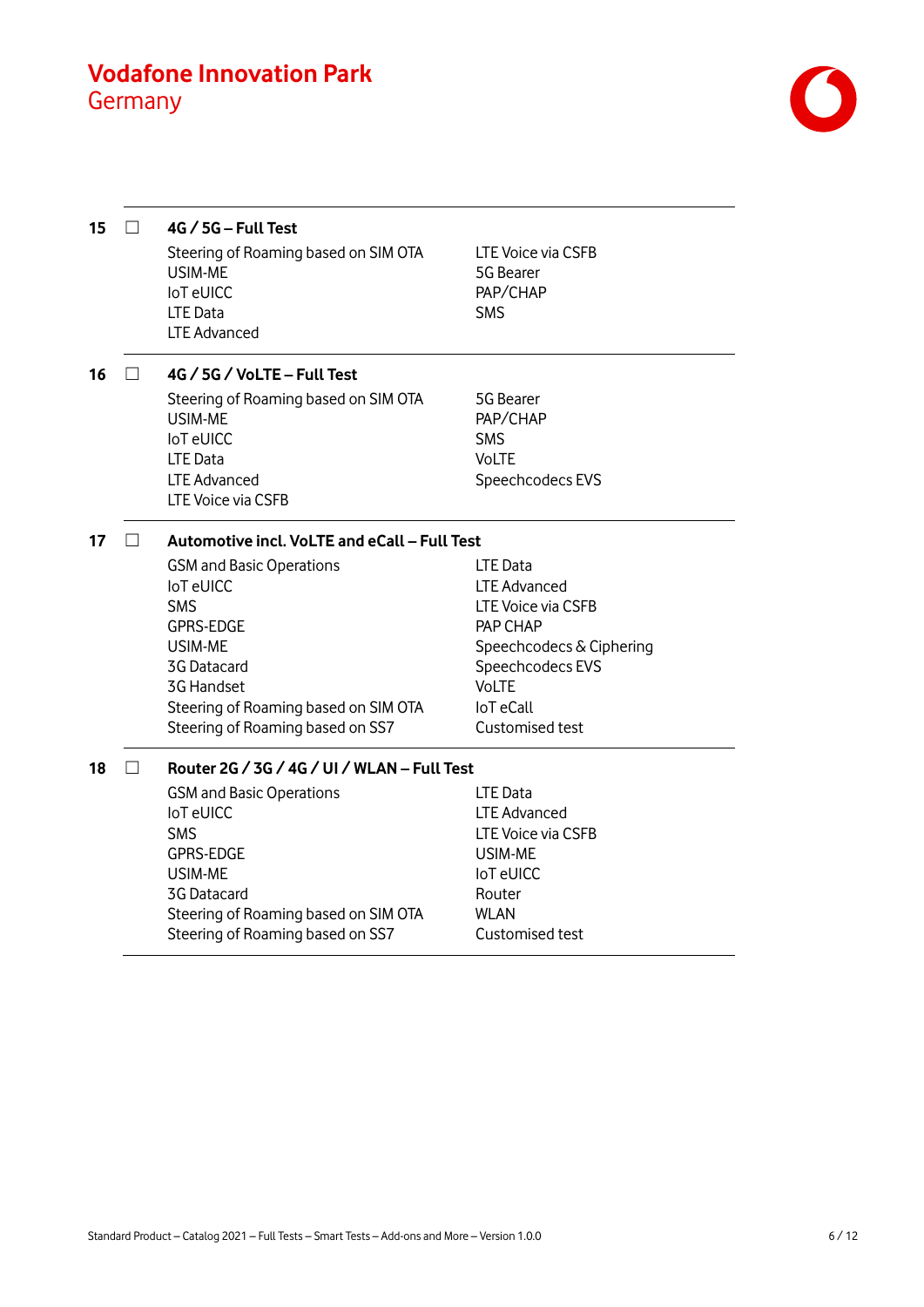# Vodafone Innovation Park
## Germany

---

**15** ☐ **4G / 5G – Full Test**

- Steering of Roaming based on SIM OTA
- USIM-ME
- IoT eUICC
- LTE Data
- LTE Advanced
- LTE Voice via CSFB
- 5G Bearer
- PAP/CHAP
- SMS

---

**16** ☐ **4G / 5G / VoLTE – Full Test**

- Steering of Roaming based on SIM OTA
- USIM-ME
- IoT eUICC
- LTE Data
- LTE Advanced
- LTE Voice via CSFB
- 5G Bearer
- PAP/CHAP
- SMS
- VoLTE
- Speechcodecs EVS

---

**17** ☐ **Automotive incl. VoLTE and eCall – Full Test**

- GSM and Basic Operations
- IoT eUICC
- SMS
- GPRS-EDGE
- USIM-ME
- 3G Datacard
- 3G Handset
- Steering of Roaming based on SIM OTA
- Steering of Roaming based on SS7
- LTE Data
- LTE Advanced
- LTE Voice via CSFB
- PAP CHAP
- Speechcodecs & Ciphering
- Speechcodecs EVS
- VoLTE
- IoT eCall
- Customised test

---

**18** ☐ **Router 2G / 3G / 4G / UI / WLAN – Full Test**

- GSM and Basic Operations
- IoT eUICC
- SMS
- GPRS-EDGE
- USIM-ME
- 3G Datacard
- Steering of Roaming based on SIM OTA
- Steering of Roaming based on SS7
- LTE Data
- LTE Advanced
- LTE Voice via CSFB
- USIM-ME
- IoT eUICC
- Router
- WLAN
- Customised test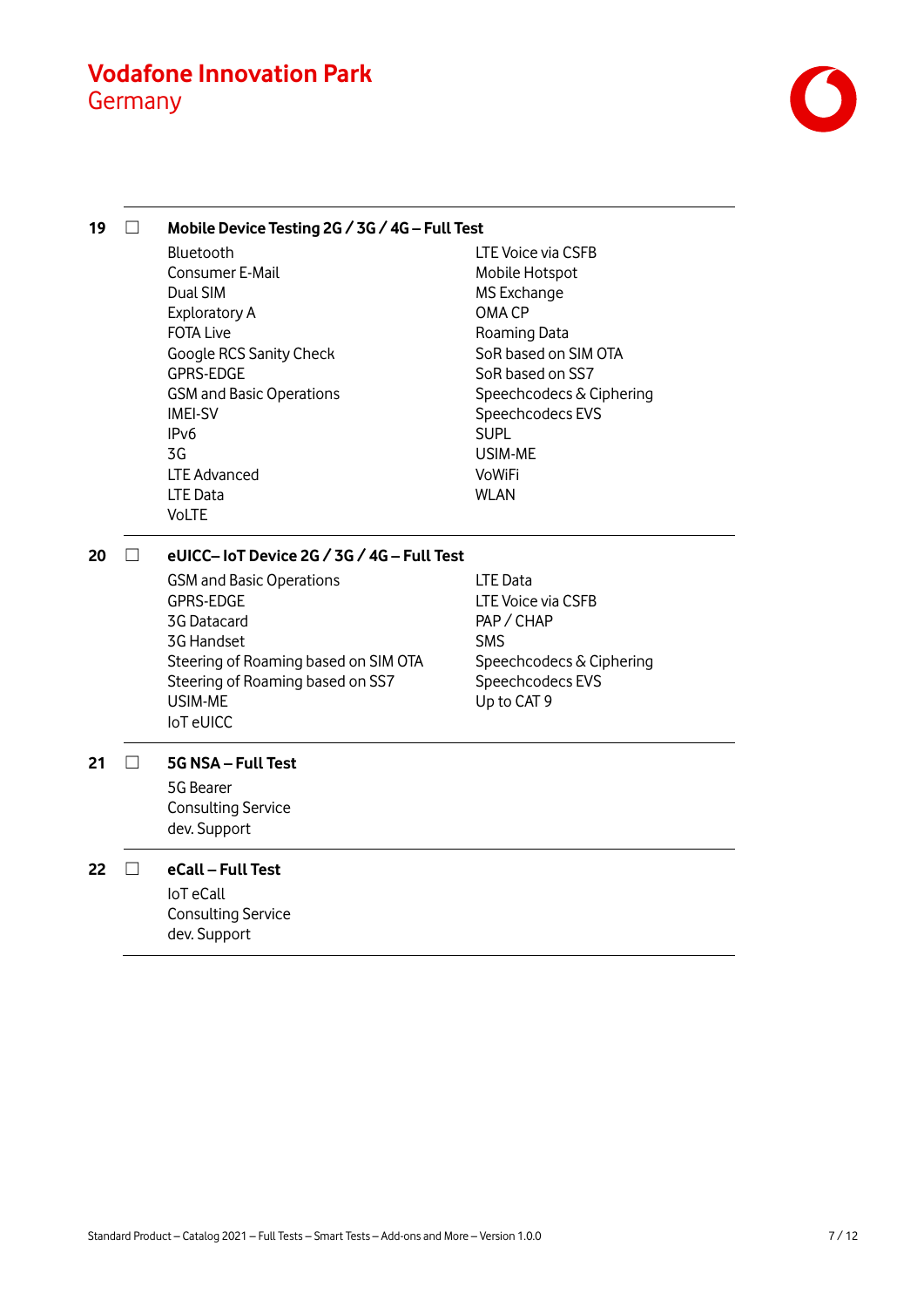## 19 ☐ Mobile Device Testing 2G / 3G / 4G – Full Test

- Bluetooth
- Consumer E-Mail
- Dual SIM
- Exploratory A
- FOTA Live
- Google RCS Sanity Check
- GPRS-EDGE
- GSM and Basic Operations
- IMEI-SV
- IPv6
- 3G
- LTE Advanced
- LTE Data
- VoLTE
- LTE Voice via CSFB
- Mobile Hotspot
- MS Exchange
- OMA CP
- Roaming Data
- SoR based on SIM OTA
- SoR based on SS7
- Speechcodecs & Ciphering
- Speechcodecs EVS
- SUPL
- USIM-ME
- VoWiFi
- WLAN

## 20 ☐ eUICC– IoT Device 2G / 3G / 4G – Full Test

- GSM and Basic Operations
- GPRS-EDGE
- 3G Datacard
- 3G Handset
- Steering of Roaming based on SIM OTA
- Steering of Roaming based on SS7
- USIM-ME
- IoT eUICC
- LTE Data
- LTE Voice via CSFB
- PAP / CHAP
- SMS
- Speechcodecs & Ciphering
- Speechcodecs EVS
- Up to CAT 9

## 21 ☐ 5G NSA – Full Test

- 5G Bearer
- Consulting Service
- dev. Support

## 22 ☐ eCall – Full Test

- IoT eCall
- Consulting Service
- dev. Support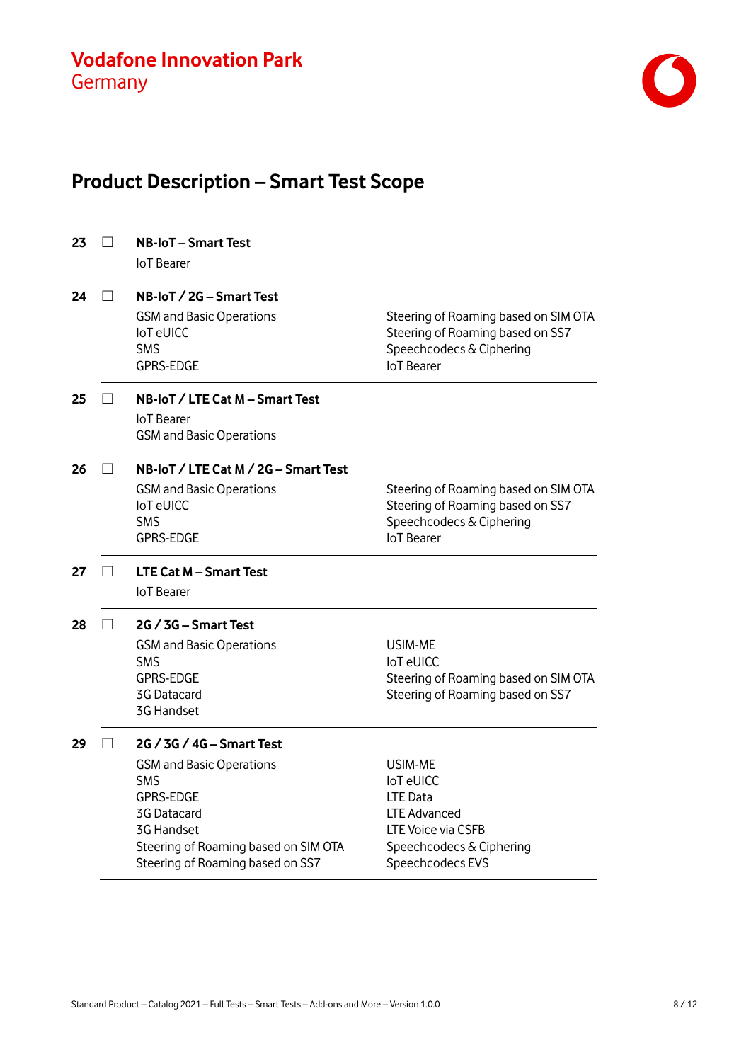Vodafone Innovation Park
Germany

# Product Description – Smart Test Scope

**23** ☐ **NB-IoT – Smart Test**

IoT Bearer

---

**24** ☐ **NB-IoT / 2G – Smart Test**

GSM and Basic Operations
IoT eUICC
SMS
GPRS-EDGE
Steering of Roaming based on SIM OTA
Steering of Roaming based on SS7
Speechcodecs & Ciphering
IoT Bearer

---

**25** ☐ **NB-IoT / LTE Cat M – Smart Test**

IoT Bearer
GSM and Basic Operations

---

**26** ☐ **NB-IoT / LTE Cat M / 2G – Smart Test**

GSM and Basic Operations
IoT eUICC
SMS
GPRS-EDGE
Steering of Roaming based on SIM OTA
Steering of Roaming based on SS7
Speechcodecs & Ciphering
IoT Bearer

---

**27** ☐ **LTE Cat M – Smart Test**

IoT Bearer

---

**28** ☐ **2G / 3G – Smart Test**

GSM and Basic Operations
SMS
GPRS-EDGE
3G Datacard
3G Handset
USIM-ME
IoT eUICC
Steering of Roaming based on SIM OTA
Steering of Roaming based on SS7

---

**29** ☐ **2G / 3G / 4G – Smart Test**

GSM and Basic Operations
SMS
GPRS-EDGE
3G Datacard
3G Handset
Steering of Roaming based on SIM OTA
Steering of Roaming based on SS7
USIM-ME
IoT eUICC
LTE Data
LTE Advanced
LTE Voice via CSFB
Speechcodecs & Ciphering
Speechcodecs EVS

---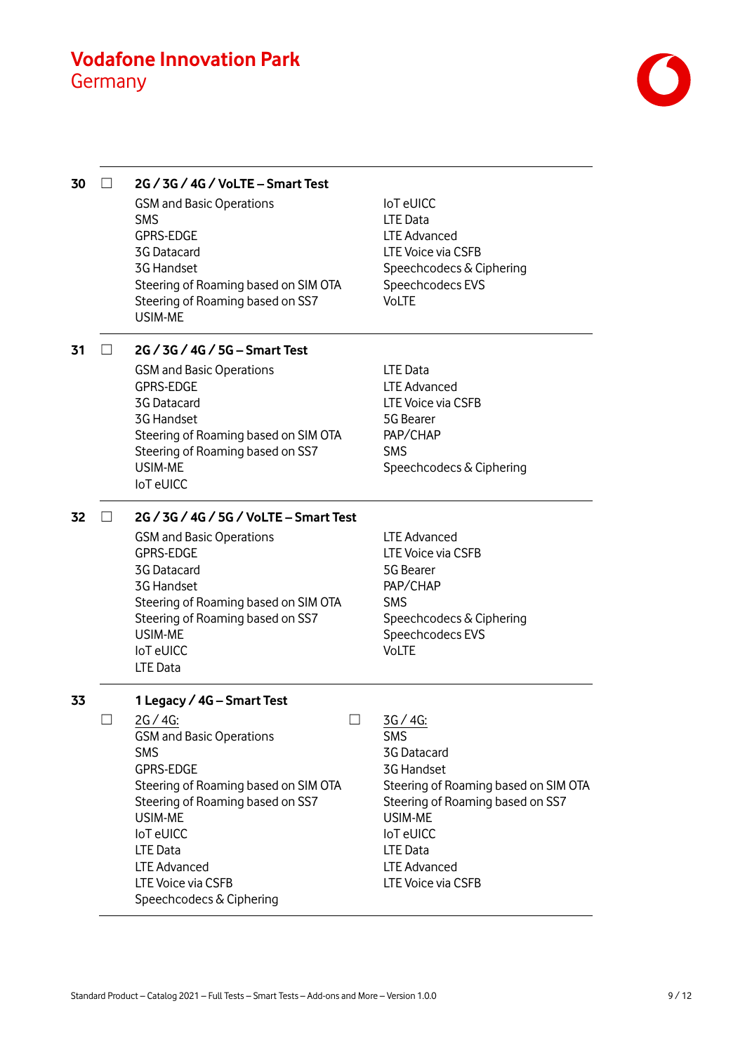**30** ☐ **2G / 3G / 4G / VoLTE – Smart Test**

- GSM and Basic Operations
- SMS
- GPRS-EDGE
- 3G Datacard
- 3G Handset
- Steering of Roaming based on SIM OTA
- Steering of Roaming based on SS7
- USIM-ME
- IoT eUICC
- LTE Data
- LTE Advanced
- LTE Voice via CSFB
- Speechcodecs & Ciphering
- Speechcodecs EVS
- VoLTE

---

**31** ☐ **2G / 3G / 4G / 5G – Smart Test**

- GSM and Basic Operations
- GPRS-EDGE
- 3G Datacard
- 3G Handset
- Steering of Roaming based on SIM OTA
- Steering of Roaming based on SS7
- USIM-ME
- IoT eUICC
- LTE Data
- LTE Advanced
- LTE Voice via CSFB
- 5G Bearer
- PAP/CHAP
- SMS
- Speechcodecs & Ciphering

---

**32** ☐ **2G / 3G / 4G / 5G / VoLTE – Smart Test**

- GSM and Basic Operations
- GPRS-EDGE
- 3G Datacard
- 3G Handset
- Steering of Roaming based on SIM OTA
- Steering of Roaming based on SS7
- USIM-ME
- IoT eUICC
- LTE Data
- LTE Advanced
- LTE Voice via CSFB
- 5G Bearer
- PAP/CHAP
- SMS
- Speechcodecs & Ciphering
- Speechcodecs EVS
- VoLTE

---

**33** **1 Legacy / 4G – Smart Test**

☐ 2G / 4G:

- GSM and Basic Operations
- SMS
- GPRS-EDGE
- Steering of Roaming based on SIM OTA
- Steering of Roaming based on SS7
- USIM-ME
- IoT eUICC
- LTE Data
- LTE Advanced
- LTE Voice via CSFB
- Speechcodecs & Ciphering

☐ 3G / 4G:

- SMS
- 3G Datacard
- 3G Handset
- Steering of Roaming based on SIM OTA
- Steering of Roaming based on SS7
- USIM-ME
- IoT eUICC
- LTE Data
- LTE Advanced
- LTE Voice via CSFB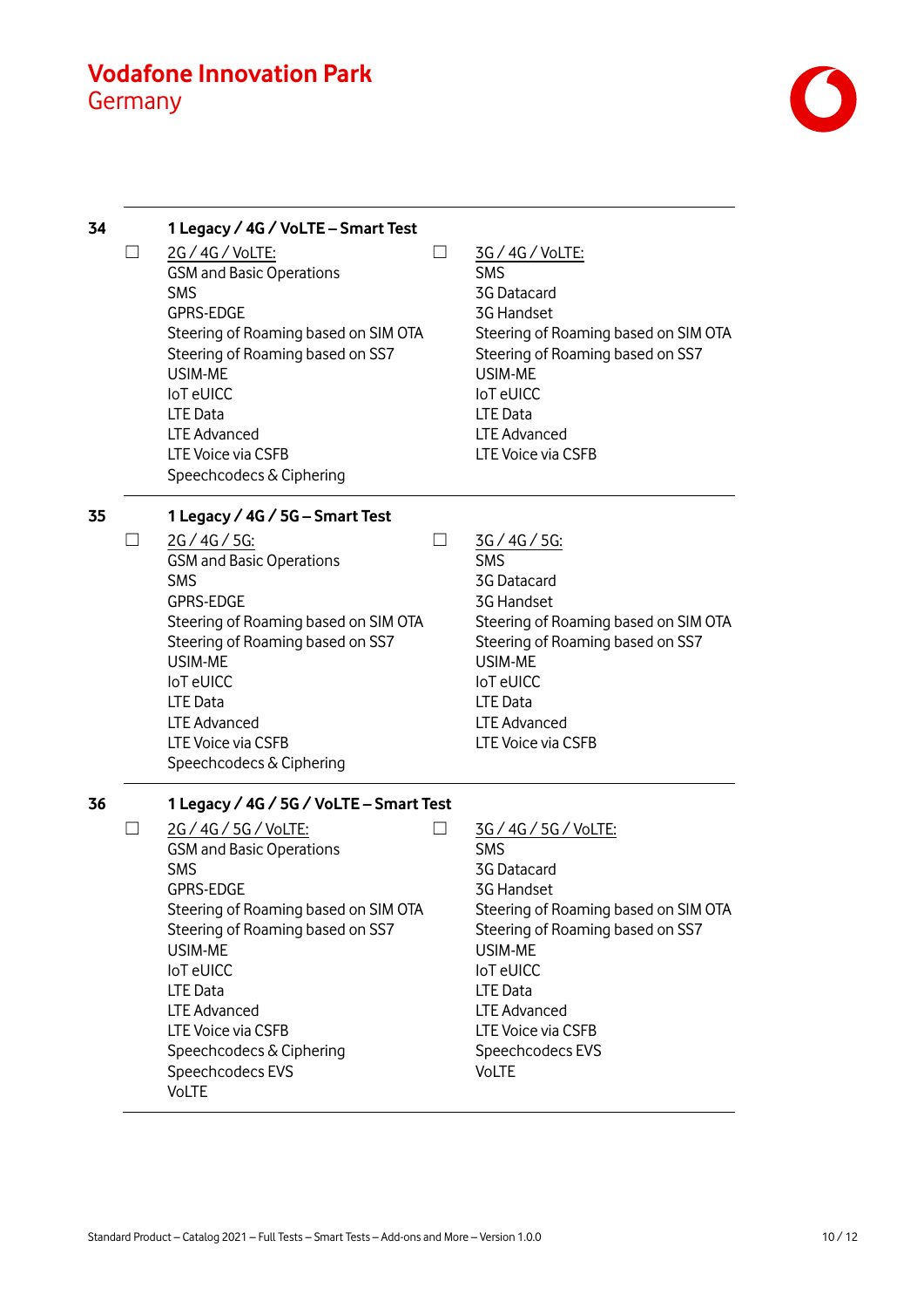**34** **1 Legacy / 4G / VoLTE – Smart Test**

☐ 2G / 4G / VoLTE:
GSM and Basic Operations
SMS
GPRS-EDGE
Steering of Roaming based on SIM OTA
Steering of Roaming based on SS7
USIM-ME
IoT eUICC
LTE Data
LTE Advanced
LTE Voice via CSFB
Speechcodecs & Ciphering

☐ 3G / 4G / VoLTE:
SMS
3G Datacard
3G Handset
Steering of Roaming based on SIM OTA
Steering of Roaming based on SS7
USIM-ME
IoT eUICC
LTE Data
LTE Advanced
LTE Voice via CSFB

---

**35** **1 Legacy / 4G / 5G – Smart Test**

☐ 2G / 4G / 5G:
GSM and Basic Operations
SMS
GPRS-EDGE
Steering of Roaming based on SIM OTA
Steering of Roaming based on SS7
USIM-ME
IoT eUICC
LTE Data
LTE Advanced
LTE Voice via CSFB
Speechcodecs & Ciphering

☐ 3G / 4G / 5G:
SMS
3G Datacard
3G Handset
Steering of Roaming based on SIM OTA
Steering of Roaming based on SS7
USIM-ME
IoT eUICC
LTE Data
LTE Advanced
LTE Voice via CSFB

---

**36** **1 Legacy / 4G / 5G / VoLTE – Smart Test**

☐ 2G / 4G / 5G / VoLTE:
GSM and Basic Operations
SMS
GPRS-EDGE
Steering of Roaming based on SIM OTA
Steering of Roaming based on SS7
USIM-ME
IoT eUICC
LTE Data
LTE Advanced
LTE Voice via CSFB
Speechcodecs & Ciphering
Speechcodecs EVS
VoLTE

☐ 3G / 4G / 5G / VoLTE:
SMS
3G Datacard
3G Handset
Steering of Roaming based on SIM OTA
Steering of Roaming based on SS7
USIM-ME
IoT eUICC
LTE Data
LTE Advanced
LTE Voice via CSFB
Speechcodecs EVS
VoLTE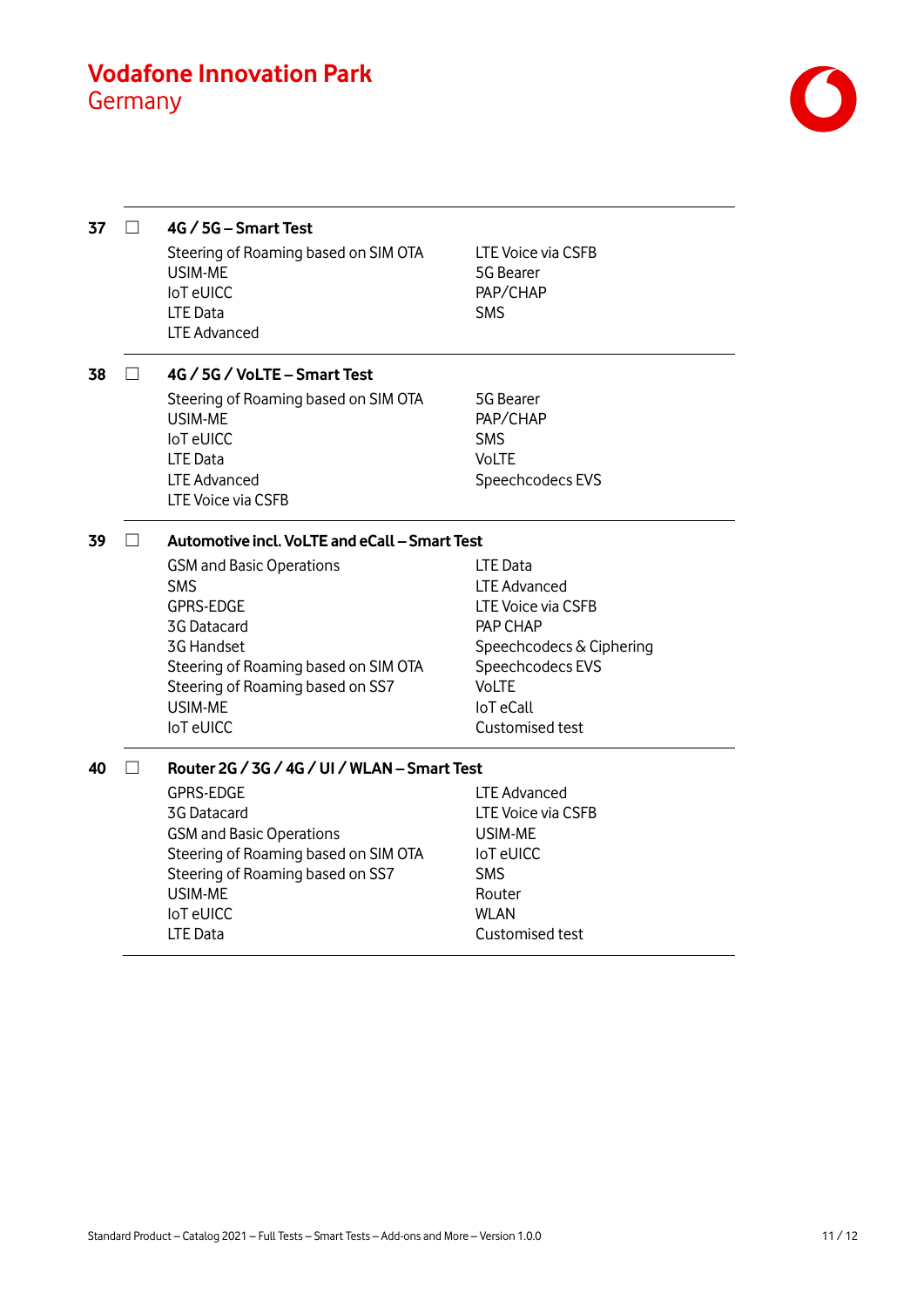# Vodafone Innovation Park
Germany

**37** ☐ **4G / 5G – Smart Test**

| | |
|---|---|
| Steering of Roaming based on SIM OTA | LTE Voice via CSFB |
| USIM-ME | 5G Bearer |
| IoT eUICC | PAP/CHAP |
| LTE Data | SMS |
| LTE Advanced | |

**38** ☐ **4G / 5G / VoLTE – Smart Test**

| | |
|---|---|
| Steering of Roaming based on SIM OTA | 5G Bearer |
| USIM-ME | PAP/CHAP |
| IoT eUICC | SMS |
| LTE Data | VoLTE |
| LTE Advanced | Speechcodecs EVS |
| LTE Voice via CSFB | |

**39** ☐ **Automotive incl. VoLTE and eCall – Smart Test**

| | |
|---|---|
| GSM and Basic Operations | LTE Data |
| SMS | LTE Advanced |
| GPRS-EDGE | LTE Voice via CSFB |
| 3G Datacard | PAP CHAP |
| 3G Handset | Speechcodecs & Ciphering |
| Steering of Roaming based on SIM OTA | Speechcodecs EVS |
| Steering of Roaming based on SS7 | VoLTE |
| USIM-ME | IoT eCall |
| IoT eUICC | Customised test |

**40** ☐ **Router 2G / 3G / 4G / UI / WLAN – Smart Test**

| | |
|---|---|
| GPRS-EDGE | LTE Advanced |
| 3G Datacard | LTE Voice via CSFB |
| GSM and Basic Operations | USIM-ME |
| Steering of Roaming based on SIM OTA | IoT eUICC |
| Steering of Roaming based on SS7 | SMS |
| USIM-ME | Router |
| IoT eUICC | WLAN |
| LTE Data | Customised test |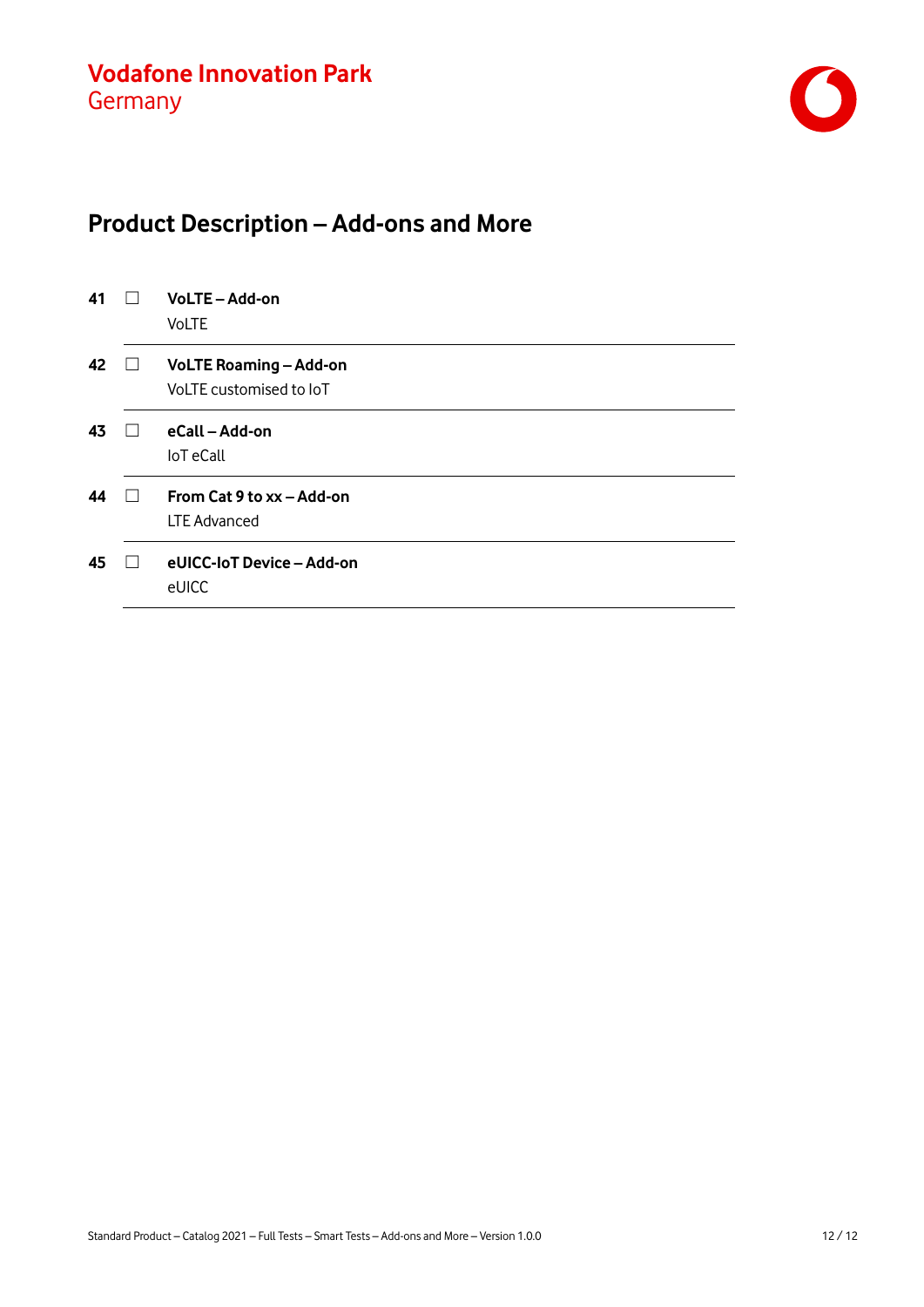# Product Description – Add-ons and More

**41** ☐ **VoLTE – Add-on**
VoLTE

**42** ☐ **VoLTE Roaming – Add-on**
VoLTE customised to IoT

**43** ☐ **eCall – Add-on**
IoT eCall

**44** ☐ **From Cat 9 to xx – Add-on**
LTE Advanced

**45** ☐ **eUICC-IoT Device – Add-on**
eUICC